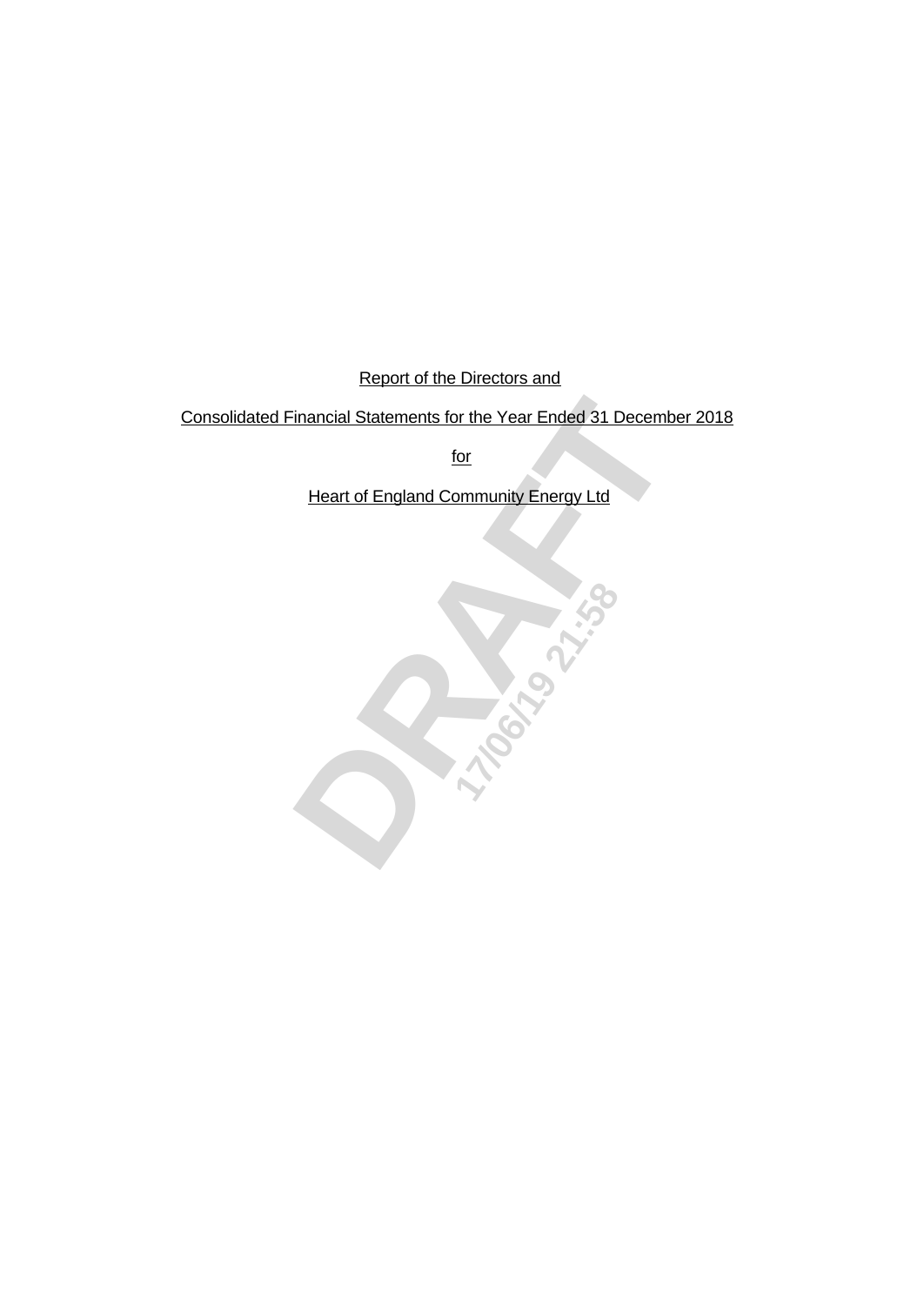Report of the Directors and

Consolidated Financial Statements for the Year Ended 31 December 2018

for

Heart of England Community Energy Ltd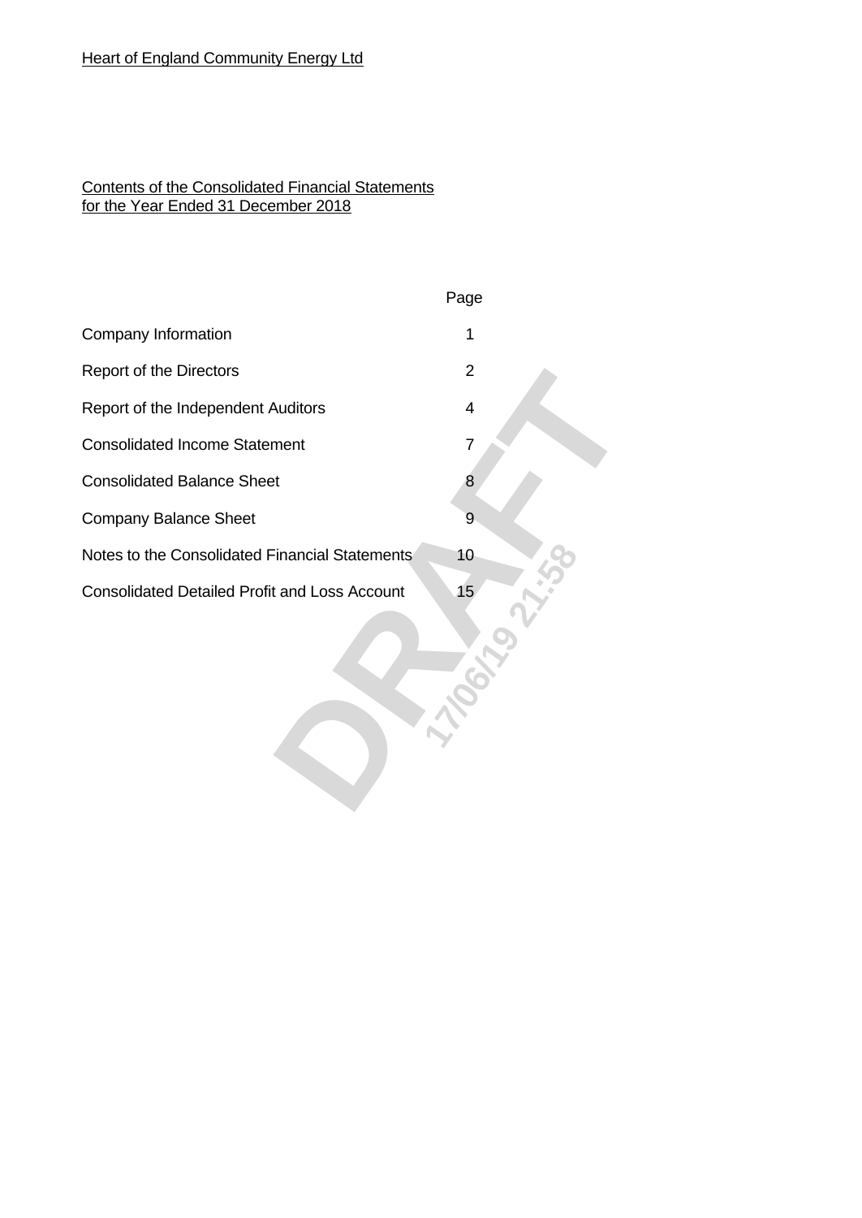Heart of England Community Energy Ltd

Contents of the Consolidated Financial Statements
for the Year Ended 31 December 2018

| | Page |
|---|---|
| Company Information | 1 |
| Report of the Directors | 2 |
| Report of the Independent Auditors | 4 |
| Consolidated Income Statement | 7 |
| Consolidated Balance Sheet | 8 |
| Company Balance Sheet | 9 |
| Notes to the Consolidated Financial Statements | 10 |
| Consolidated Detailed Profit and Loss Account | 15 |

DRAFT 17/06/19 21:58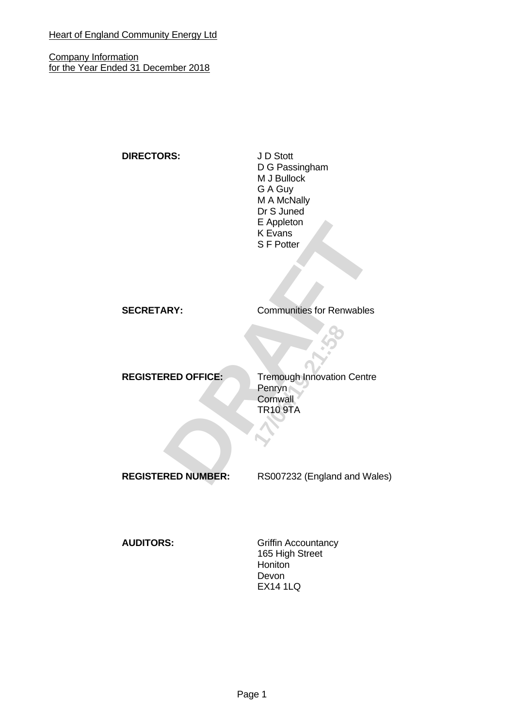Heart of England Community Energy Ltd

Company Information
for the Year Ended 31 December 2018

| | |
|---|---|
| **DIRECTORS:** | J D Stott<br>D G Passingham<br>M J Bullock<br>G A Guy<br>M A McNally<br>Dr S Juned<br>E Appleton<br>K Evans<br>S F Potter |
| **SECRETARY:** | Communities for Renwables |
| **REGISTERED OFFICE:** | Tremough Innovation Centre<br>Penryn<br>Cornwall<br>TR10 9TA |
| **REGISTERED NUMBER:** | RS007232 (England and Wales) |
| **AUDITORS:** | Griffin Accountancy<br>165 High Street<br>Honiton<br>Devon<br>EX14 1LQ |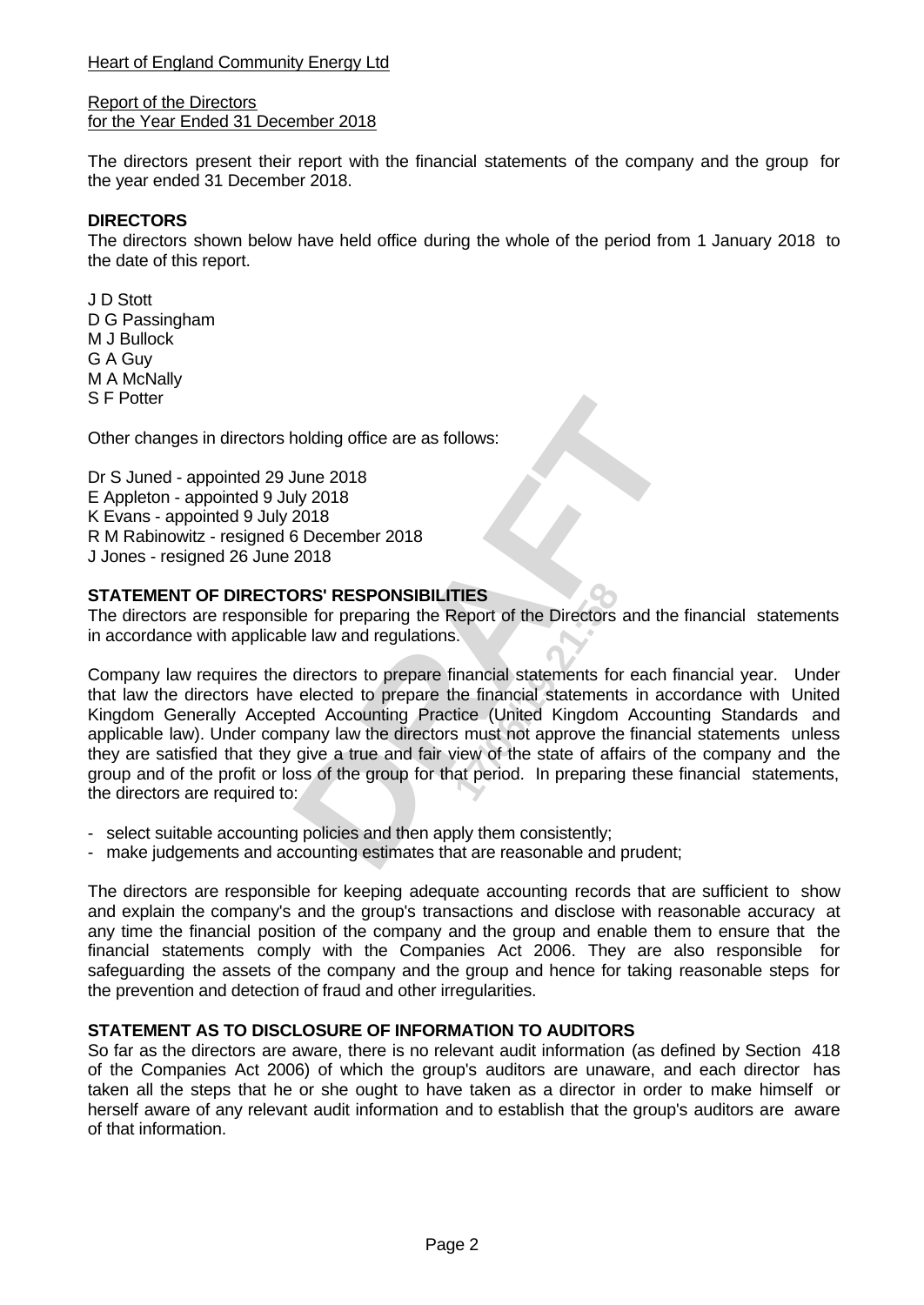Heart of England Community Energy Ltd

Report of the Directors
for the Year Ended 31 December 2018

The directors present their report with the financial statements of the company and the group for the year ended 31 December 2018.

**DIRECTORS**

The directors shown below have held office during the whole of the period from 1 January 2018 to the date of this report.

J D Stott
D G Passingham
M J Bullock
G A Guy
M A McNally
S F Potter

Other changes in directors holding office are as follows:

Dr S Juned - appointed 29 June 2018
E Appleton - appointed 9 July 2018
K Evans - appointed 9 July 2018
R M Rabinowitz - resigned 6 December 2018
J Jones - resigned 26 June 2018

**STATEMENT OF DIRECTORS' RESPONSIBILITIES**

The directors are responsible for preparing the Report of the Directors and the financial statements in accordance with applicable law and regulations.

Company law requires the directors to prepare financial statements for each financial year. Under that law the directors have elected to prepare the financial statements in accordance with United Kingdom Generally Accepted Accounting Practice (United Kingdom Accounting Standards and applicable law). Under company law the directors must not approve the financial statements unless they are satisfied that they give a true and fair view of the state of affairs of the company and the group and of the profit or loss of the group for that period. In preparing these financial statements, the directors are required to:

- select suitable accounting policies and then apply them consistently;
- make judgements and accounting estimates that are reasonable and prudent;

The directors are responsible for keeping adequate accounting records that are sufficient to show and explain the company's and the group's transactions and disclose with reasonable accuracy at any time the financial position of the company and the group and enable them to ensure that the financial statements comply with the Companies Act 2006. They are also responsible for safeguarding the assets of the company and the group and hence for taking reasonable steps for the prevention and detection of fraud and other irregularities.

**STATEMENT AS TO DISCLOSURE OF INFORMATION TO AUDITORS**

So far as the directors are aware, there is no relevant audit information (as defined by Section 418 of the Companies Act 2006) of which the group's auditors are unaware, and each director has taken all the steps that he or she ought to have taken as a director in order to make himself or herself aware of any relevant audit information and to establish that the group's auditors are aware of that information.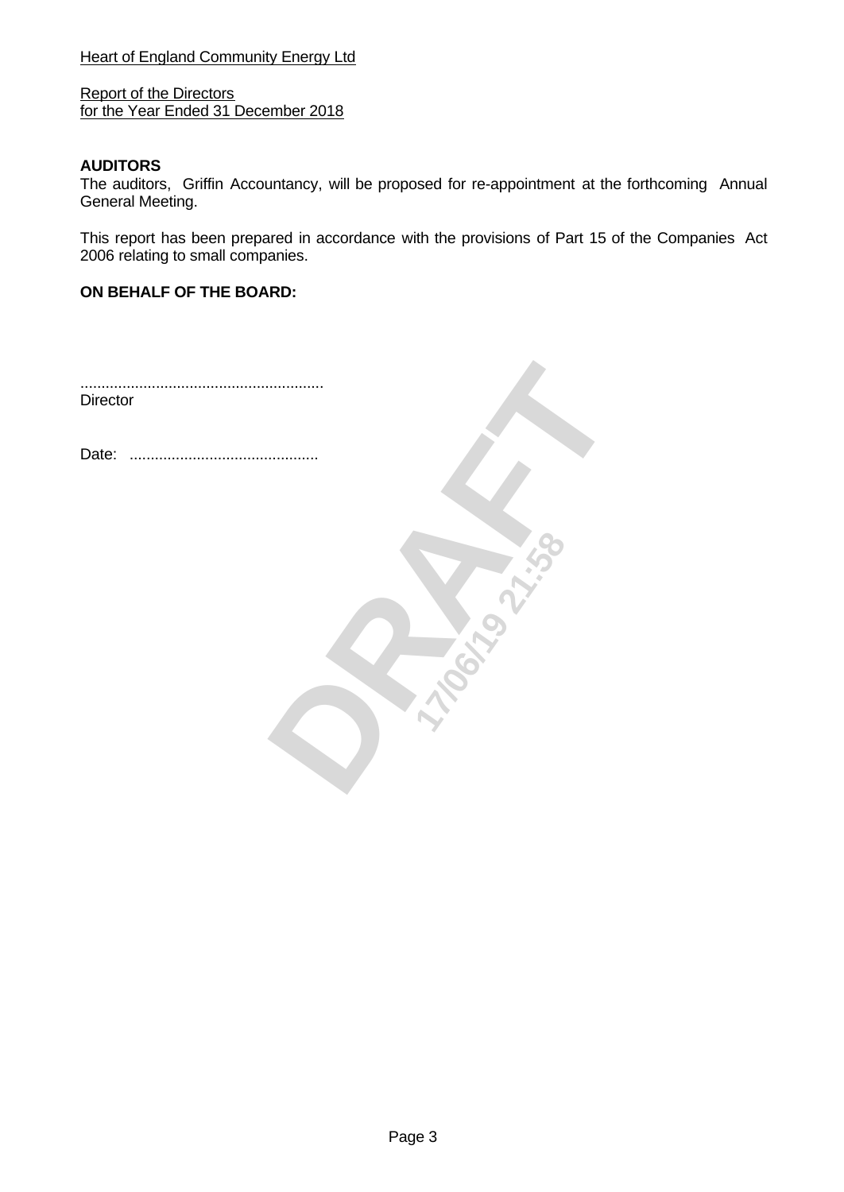Heart of England Community Energy Ltd

Report of the Directors
for the Year Ended 31 December 2018

**AUDITORS**

The auditors, Griffin Accountancy, will be proposed for re-appointment at the forthcoming Annual General Meeting.

This report has been prepared in accordance with the provisions of Part 15 of the Companies Act 2006 relating to small companies.

**ON BEHALF OF THE BOARD:**

........................................................
Director

Date: ............................................

DRAFT 17/06/19 21:58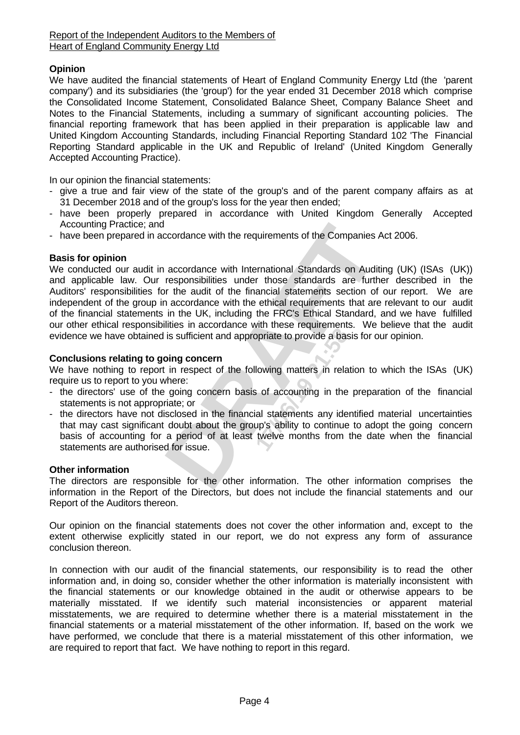Report of the Independent Auditors to the Members of
Heart of England Community Energy Ltd

**Opinion**

We have audited the financial statements of Heart of England Community Energy Ltd (the 'parent company') and its subsidiaries (the 'group') for the year ended 31 December 2018 which comprise the Consolidated Income Statement, Consolidated Balance Sheet, Company Balance Sheet and Notes to the Financial Statements, including a summary of significant accounting policies. The financial reporting framework that has been applied in their preparation is applicable law and United Kingdom Accounting Standards, including Financial Reporting Standard 102 'The Financial Reporting Standard applicable in the UK and Republic of Ireland' (United Kingdom Generally Accepted Accounting Practice).

In our opinion the financial statements:

- give a true and fair view of the state of the group's and of the parent company affairs as at 31 December 2018 and of the group's loss for the year then ended;
- have been properly prepared in accordance with United Kingdom Generally Accepted Accounting Practice; and
- have been prepared in accordance with the requirements of the Companies Act 2006.

**Basis for opinion**

We conducted our audit in accordance with International Standards on Auditing (UK) (ISAs (UK)) and applicable law. Our responsibilities under those standards are further described in the Auditors' responsibilities for the audit of the financial statements section of our report. We are independent of the group in accordance with the ethical requirements that are relevant to our audit of the financial statements in the UK, including the FRC's Ethical Standard, and we have fulfilled our other ethical responsibilities in accordance with these requirements. We believe that the audit evidence we have obtained is sufficient and appropriate to provide a basis for our opinion.

**Conclusions relating to going concern**

We have nothing to report in respect of the following matters in relation to which the ISAs (UK) require us to report to you where:

- the directors' use of the going concern basis of accounting in the preparation of the financial statements is not appropriate; or
- the directors have not disclosed in the financial statements any identified material uncertainties that may cast significant doubt about the group's ability to continue to adopt the going concern basis of accounting for a period of at least twelve months from the date when the financial statements are authorised for issue.

**Other information**

The directors are responsible for the other information. The other information comprises the information in the Report of the Directors, but does not include the financial statements and our Report of the Auditors thereon.

Our opinion on the financial statements does not cover the other information and, except to the extent otherwise explicitly stated in our report, we do not express any form of assurance conclusion thereon.

In connection with our audit of the financial statements, our responsibility is to read the other information and, in doing so, consider whether the other information is materially inconsistent with the financial statements or our knowledge obtained in the audit or otherwise appears to be materially misstated. If we identify such material inconsistencies or apparent material misstatements, we are required to determine whether there is a material misstatement in the financial statements or a material misstatement of the other information. If, based on the work we have performed, we conclude that there is a material misstatement of this other information, we are required to report that fact. We have nothing to report in this regard.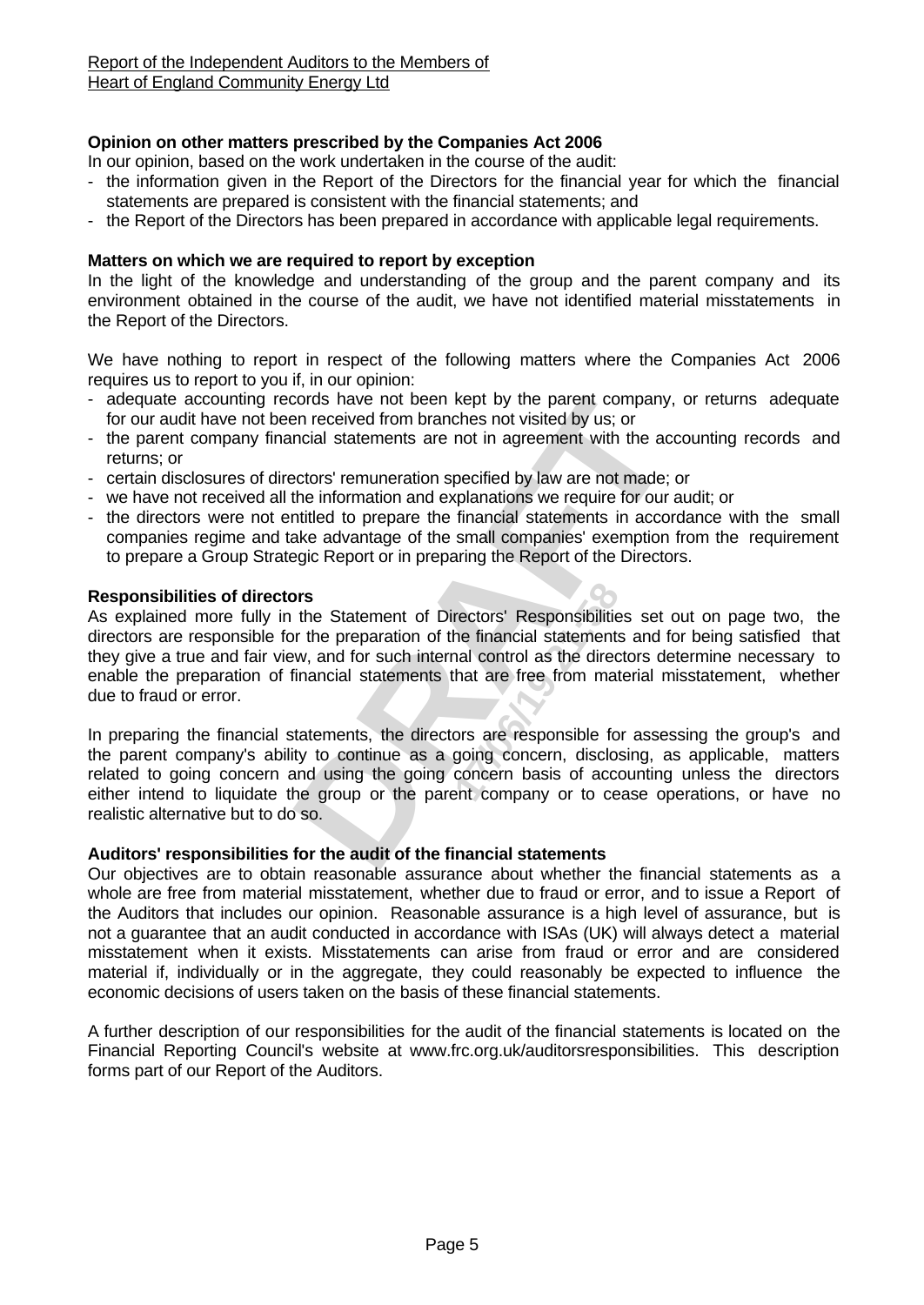Report of the Independent Auditors to the Members of
Heart of England Community Energy Ltd

**Opinion on other matters prescribed by the Companies Act 2006**

In our opinion, based on the work undertaken in the course of the audit:

- the information given in the Report of the Directors for the financial year for which the financial statements are prepared is consistent with the financial statements; and
- the Report of the Directors has been prepared in accordance with applicable legal requirements.

**Matters on which we are required to report by exception**

In the light of the knowledge and understanding of the group and the parent company and its environment obtained in the course of the audit, we have not identified material misstatements in the Report of the Directors.

We have nothing to report in respect of the following matters where the Companies Act 2006 requires us to report to you if, in our opinion:

- adequate accounting records have not been kept by the parent company, or returns adequate for our audit have not been received from branches not visited by us; or
- the parent company financial statements are not in agreement with the accounting records and returns; or
- certain disclosures of directors' remuneration specified by law are not made; or
- we have not received all the information and explanations we require for our audit; or
- the directors were not entitled to prepare the financial statements in accordance with the small companies regime and take advantage of the small companies' exemption from the requirement to prepare a Group Strategic Report or in preparing the Report of the Directors.

**Responsibilities of directors**

As explained more fully in the Statement of Directors' Responsibilities set out on page two, the directors are responsible for the preparation of the financial statements and for being satisfied that they give a true and fair view, and for such internal control as the directors determine necessary to enable the preparation of financial statements that are free from material misstatement, whether due to fraud or error.

In preparing the financial statements, the directors are responsible for assessing the group's and the parent company's ability to continue as a going concern, disclosing, as applicable, matters related to going concern and using the going concern basis of accounting unless the directors either intend to liquidate the group or the parent company or to cease operations, or have no realistic alternative but to do so.

**Auditors' responsibilities for the audit of the financial statements**

Our objectives are to obtain reasonable assurance about whether the financial statements as a whole are free from material misstatement, whether due to fraud or error, and to issue a Report of the Auditors that includes our opinion. Reasonable assurance is a high level of assurance, but is not a guarantee that an audit conducted in accordance with ISAs (UK) will always detect a material misstatement when it exists. Misstatements can arise from fraud or error and are considered material if, individually or in the aggregate, they could reasonably be expected to influence the economic decisions of users taken on the basis of these financial statements.

A further description of our responsibilities for the audit of the financial statements is located on the Financial Reporting Council's website at www.frc.org.uk/auditorsresponsibilities. This description forms part of our Report of the Auditors.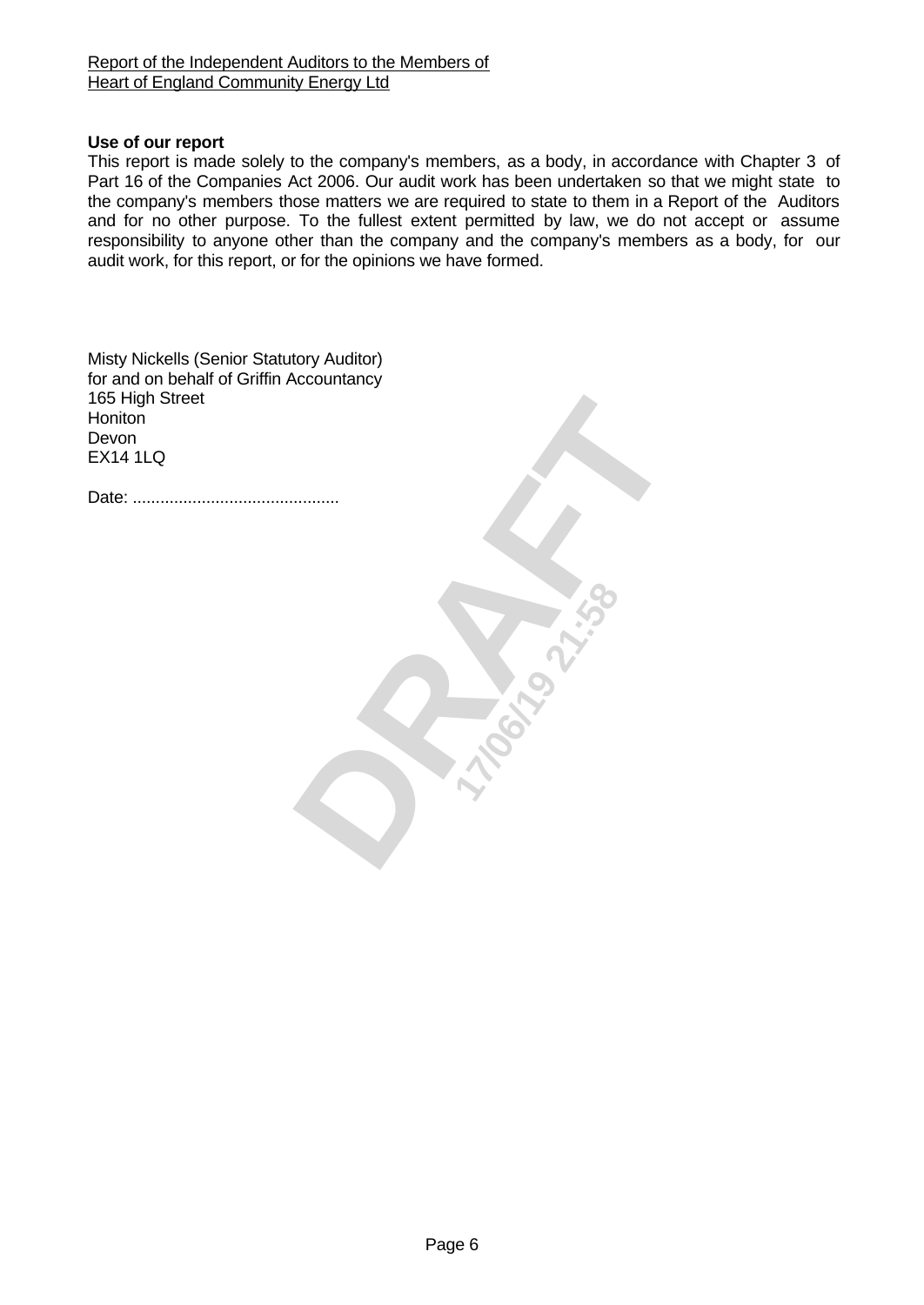Report of the Independent Auditors to the Members of
Heart of England Community Energy Ltd

**Use of our report**

This report is made solely to the company's members, as a body, in accordance with Chapter 3 of Part 16 of the Companies Act 2006. Our audit work has been undertaken so that we might state to the company's members those matters we are required to state to them in a Report of the Auditors and for no other purpose. To the fullest extent permitted by law, we do not accept or assume responsibility to anyone other than the company and the company's members as a body, for our audit work, for this report, or for the opinions we have formed.

Misty Nickells (Senior Statutory Auditor)
for and on behalf of Griffin Accountancy
165 High Street
Honiton
Devon
EX14 1LQ

Date: ............................................

DRAFT 17/06/19 21:58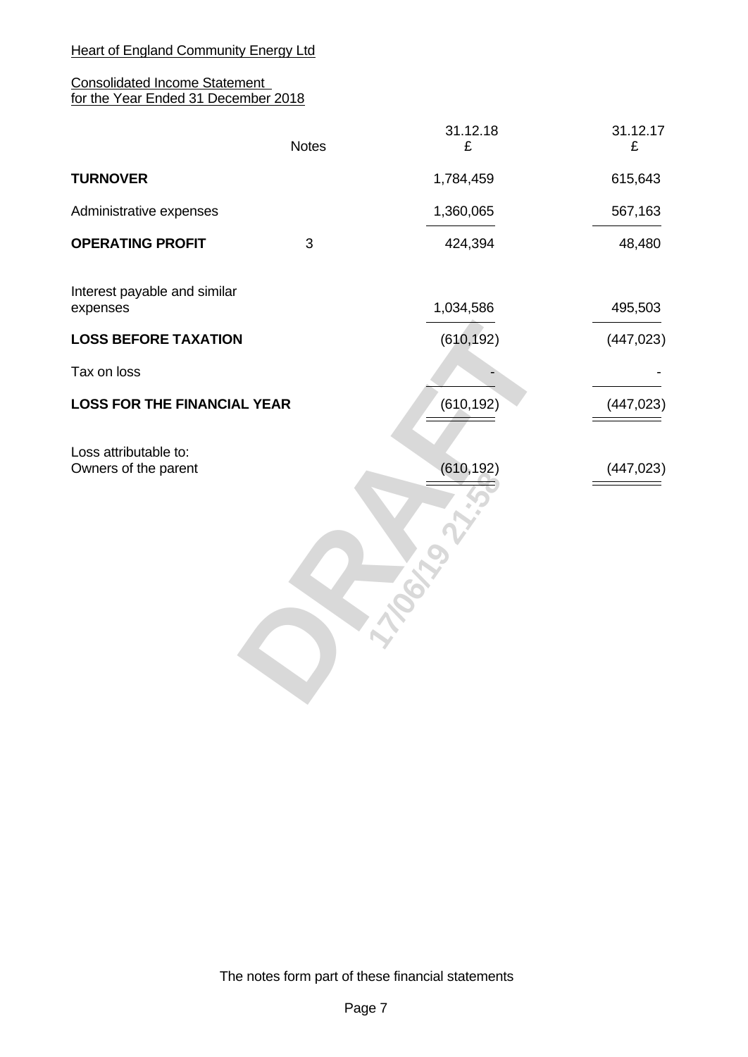Heart of England Community Energy Ltd

Consolidated Income Statement
for the Year Ended 31 December 2018

| | Notes | 31.12.18 £ | 31.12.17 £ |
|---|---|---|---|
| **TURNOVER** | | 1,784,459 | 615,643 |
| Administrative expenses | | 1,360,065 | 567,163 |
| **OPERATING PROFIT** | 3 | 424,394 | 48,480 |
| Interest payable and similar expenses | | 1,034,586 | 495,503 |
| **LOSS BEFORE TAXATION** | | (610,192) | (447,023) |
| Tax on loss | | - | - |
| **LOSS FOR THE FINANCIAL YEAR** | | (610,192) | (447,023) |
| Loss attributable to: | | | |
| Owners of the parent | | (610,192) | (447,023) |

DRAFT 17/06/19 21:58

The notes form part of these financial statements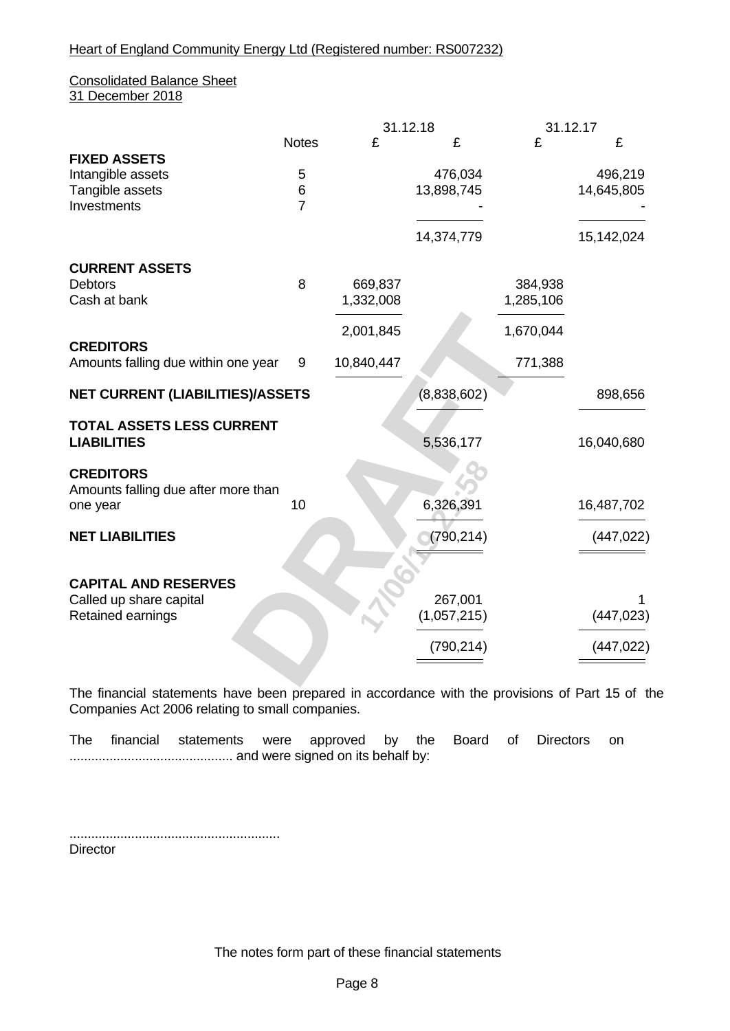Heart of England Community Energy Ltd (Registered number: RS007232)

Consolidated Balance Sheet
31 December 2018

| | Notes | 31.12.18 £ | 31.12.18 £ | 31.12.17 £ | 31.12.17 £ |
|---|---|---|---|---|---|
| **FIXED ASSETS** | | | | | |
| Intangible assets | 5 | | 476,034 | | 496,219 |
| Tangible assets | 6 | | 13,898,745 | | 14,645,805 |
| Investments | 7 | | - | | - |
| | | | 14,374,779 | | 15,142,024 |
| **CURRENT ASSETS** | | | | | |
| Debtors | 8 | 669,837 | | 384,938 | |
| Cash at bank | | 1,332,008 | | 1,285,106 | |
| | | 2,001,845 | | 1,670,044 | |
| **CREDITORS** | | | | | |
| Amounts falling due within one year | 9 | 10,840,447 | | 771,388 | |
| **NET CURRENT (LIABILITIES)/ASSETS** | | | (8,838,602) | | 898,656 |
| **TOTAL ASSETS LESS CURRENT LIABILITIES** | | | 5,536,177 | | 16,040,680 |
| **CREDITORS** | | | | | |
| Amounts falling due after more than one year | 10 | | 6,326,391 | | 16,487,702 |
| **NET LIABILITIES** | | | (790,214) | | (447,022) |
| **CAPITAL AND RESERVES** | | | | | |
| Called up share capital | | | 267,001 | | 1 |
| Retained earnings | | | (1,057,215) | | (447,023) |
| | | | (790,214) | | (447,022) |

The financial statements have been prepared in accordance with the provisions of Part 15 of the Companies Act 2006 relating to small companies.

The financial statements were approved by the Board of Directors on ............................................ and were signed on its behalf by:

.........................................................
Director

The notes form part of these financial statements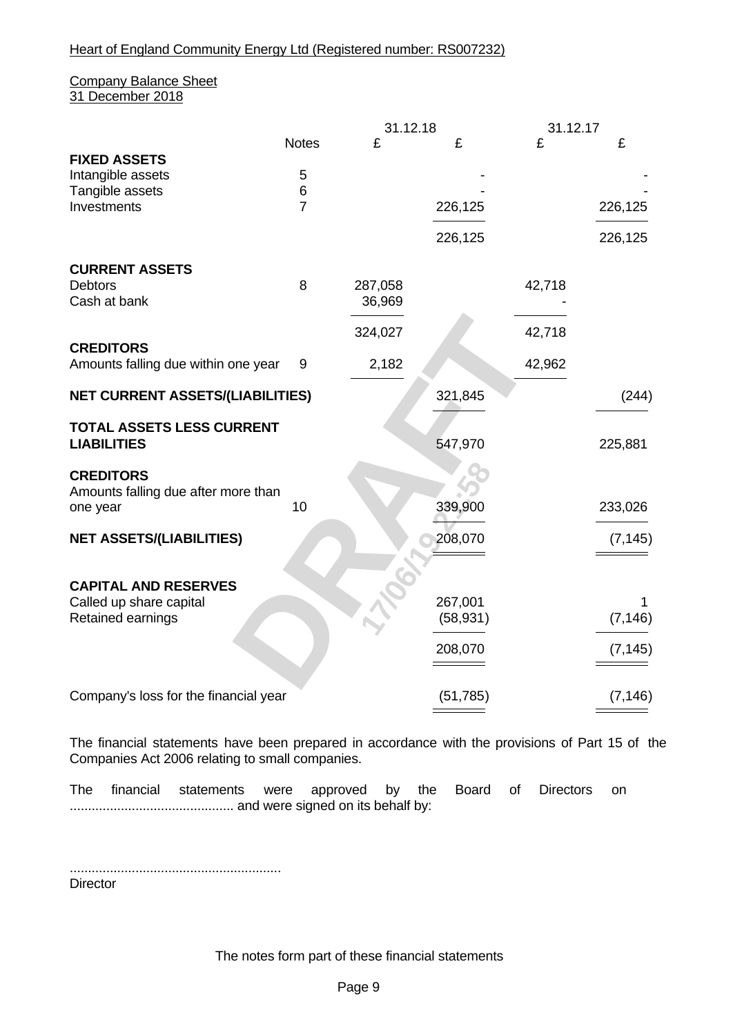Heart of England Community Energy Ltd (Registered number: RS007232)

Company Balance Sheet
31 December 2018

| | Notes | 31.12.18 £ | 31.12.18 £ | 31.12.17 £ | 31.12.17 £ |
|---|---|---|---|---|---|
| **FIXED ASSETS** | | | | | |
| Intangible assets | 5 | | - | | - |
| Tangible assets | 6 | | - | | - |
| Investments | 7 | | 226,125 | | 226,125 |
| | | | 226,125 | | 226,125 |
| **CURRENT ASSETS** | | | | | |
| Debtors | 8 | 287,058 | | 42,718 | |
| Cash at bank | | 36,969 | | - | |
| | | 324,027 | | 42,718 | |
| **CREDITORS** | | | | | |
| Amounts falling due within one year | 9 | 2,182 | | 42,962 | |
| **NET CURRENT ASSETS/(LIABILITIES)** | | | 321,845 | | (244) |
| **TOTAL ASSETS LESS CURRENT LIABILITIES** | | | 547,970 | | 225,881 |
| **CREDITORS** | | | | | |
| Amounts falling due after more than one year | 10 | | 339,900 | | 233,026 |
| **NET ASSETS/(LIABILITIES)** | | | 208,070 | | (7,145) |
| **CAPITAL AND RESERVES** | | | | | |
| Called up share capital | | | 267,001 | | 1 |
| Retained earnings | | | (58,931) | | (7,146) |
| | | | 208,070 | | (7,145) |
| Company's loss for the financial year | | | (51,785) | | (7,146) |

The financial statements have been prepared in accordance with the provisions of Part 15 of the Companies Act 2006 relating to small companies.

The financial statements were approved by the Board of Directors on ............................................ and were signed on its behalf by:

.........................................................
Director

The notes form part of these financial statements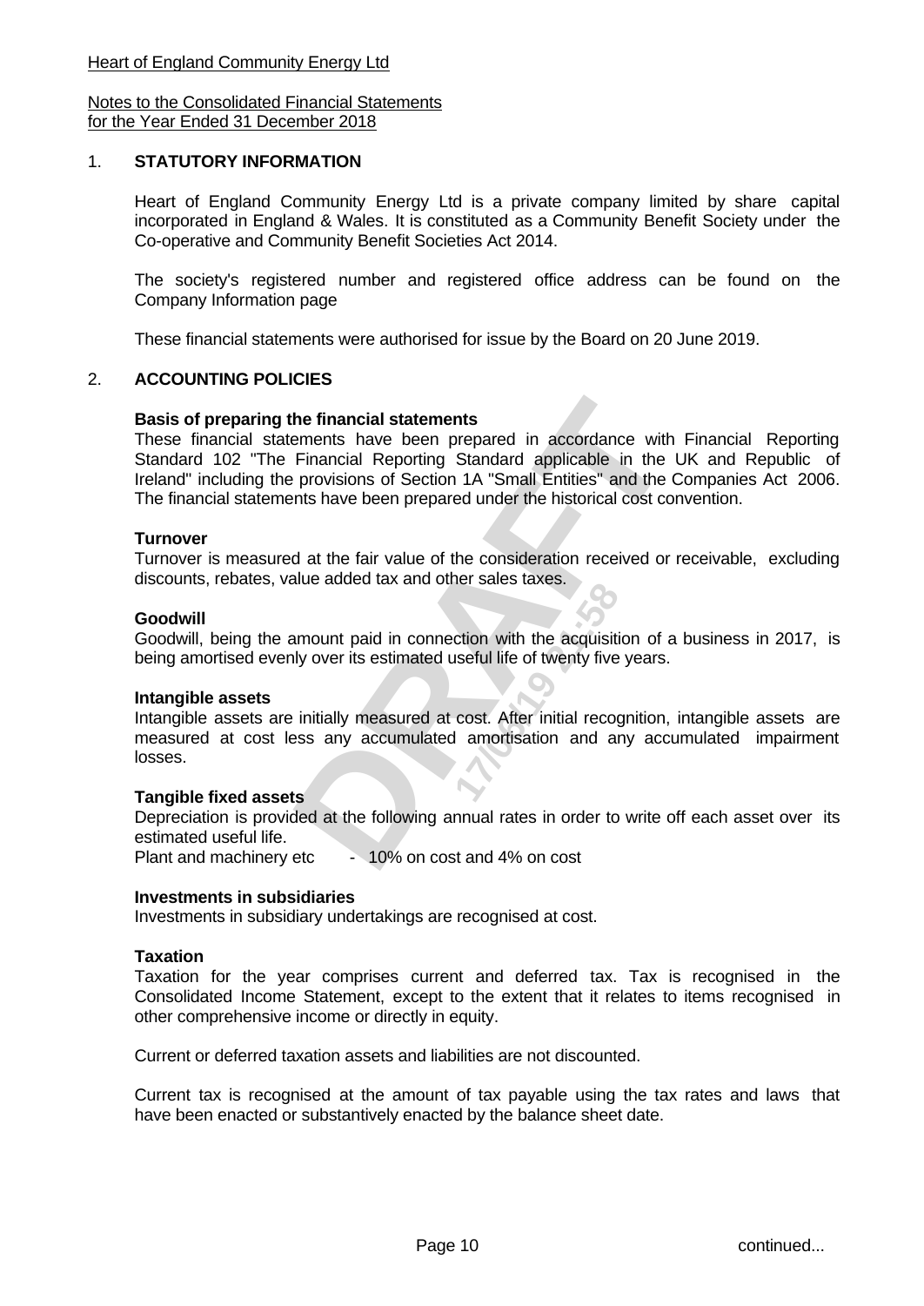Heart of England Community Energy Ltd

Notes to the Consolidated Financial Statements
for the Year Ended 31 December 2018

## 1. STATUTORY INFORMATION

Heart of England Community Energy Ltd is a private company limited by share capital incorporated in England & Wales. It is constituted as a Community Benefit Society under the Co-operative and Community Benefit Societies Act 2014.

The society's registered number and registered office address can be found on the Company Information page

These financial statements were authorised for issue by the Board on 20 June 2019.

## 2. ACCOUNTING POLICIES

**Basis of preparing the financial statements**
These financial statements have been prepared in accordance with Financial Reporting Standard 102 "The Financial Reporting Standard applicable in the UK and Republic of Ireland" including the provisions of Section 1A "Small Entities" and the Companies Act 2006. The financial statements have been prepared under the historical cost convention.

**Turnover**
Turnover is measured at the fair value of the consideration received or receivable, excluding discounts, rebates, value added tax and other sales taxes.

**Goodwill**
Goodwill, being the amount paid in connection with the acquisition of a business in 2017, is being amortised evenly over its estimated useful life of twenty five years.

**Intangible assets**
Intangible assets are initially measured at cost. After initial recognition, intangible assets are measured at cost less any accumulated amortisation and any accumulated impairment losses.

**Tangible fixed assets**
Depreciation is provided at the following annual rates in order to write off each asset over its estimated useful life.
Plant and machinery etc - 10% on cost and 4% on cost

**Investments in subsidiaries**
Investments in subsidiary undertakings are recognised at cost.

**Taxation**
Taxation for the year comprises current and deferred tax. Tax is recognised in the Consolidated Income Statement, except to the extent that it relates to items recognised in other comprehensive income or directly in equity.

Current or deferred taxation assets and liabilities are not discounted.

Current tax is recognised at the amount of tax payable using the tax rates and laws that have been enacted or substantively enacted by the balance sheet date.

continued...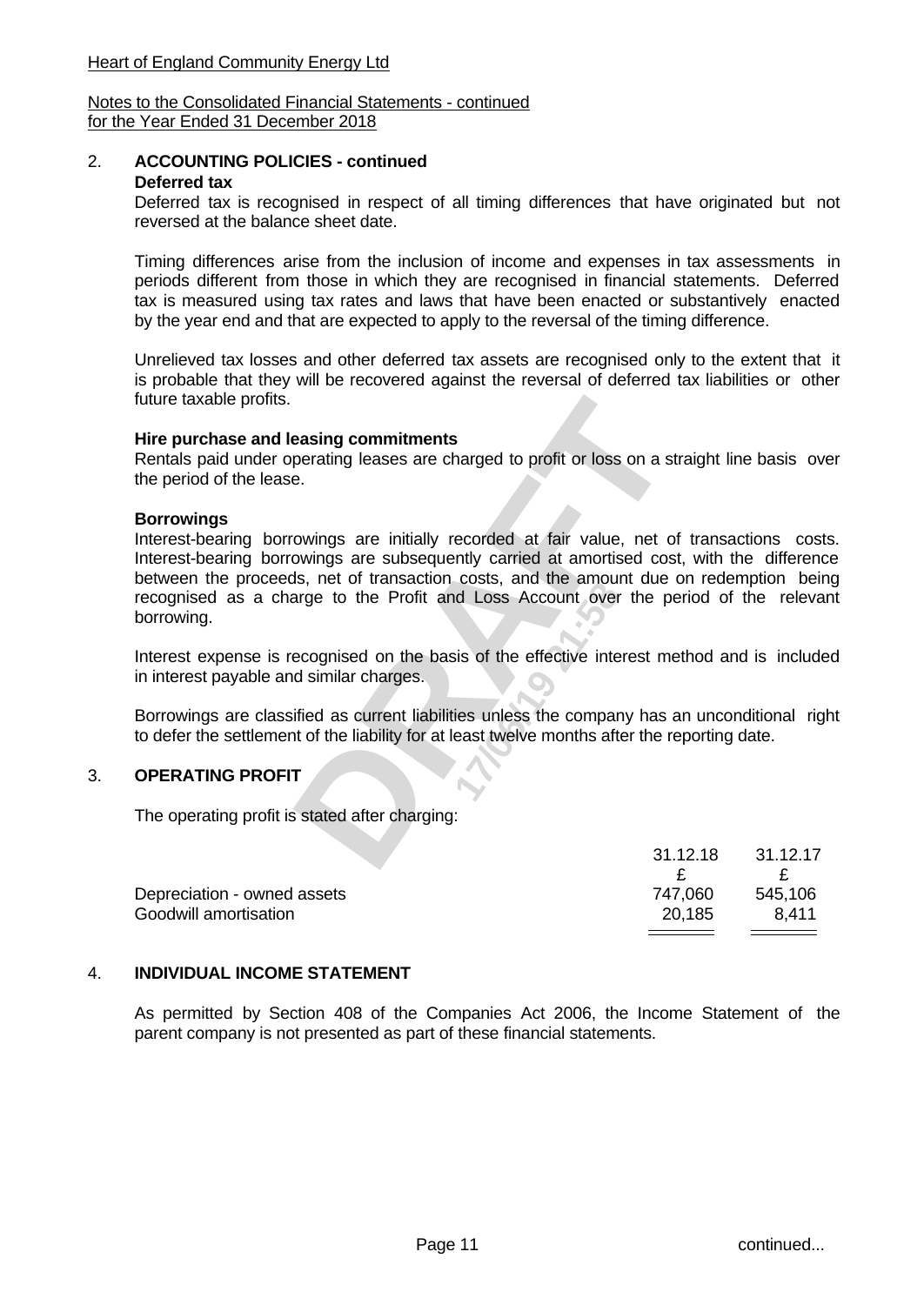Heart of England Community Energy Ltd

Notes to the Consolidated Financial Statements - continued
for the Year Ended 31 December 2018

## 2. ACCOUNTING POLICIES - continued

**Deferred tax**

Deferred tax is recognised in respect of all timing differences that have originated but not reversed at the balance sheet date.

Timing differences arise from the inclusion of income and expenses in tax assessments in periods different from those in which they are recognised in financial statements. Deferred tax is measured using tax rates and laws that have been enacted or substantively enacted by the year end and that are expected to apply to the reversal of the timing difference.

Unrelieved tax losses and other deferred tax assets are recognised only to the extent that it is probable that they will be recovered against the reversal of deferred tax liabilities or other future taxable profits.

**Hire purchase and leasing commitments**

Rentals paid under operating leases are charged to profit or loss on a straight line basis over the period of the lease.

**Borrowings**

Interest-bearing borrowings are initially recorded at fair value, net of transactions costs. Interest-bearing borrowings are subsequently carried at amortised cost, with the difference between the proceeds, net of transaction costs, and the amount due on redemption being recognised as a charge to the Profit and Loss Account over the period of the relevant borrowing.

Interest expense is recognised on the basis of the effective interest method and is included in interest payable and similar charges.

Borrowings are classified as current liabilities unless the company has an unconditional right to defer the settlement of the liability for at least twelve months after the reporting date.

## 3. OPERATING PROFIT

The operating profit is stated after charging:

| | 31.12.18 | 31.12.17 |
|---|---|---|
| | £ | £ |
| Depreciation - owned assets | 747,060 | 545,106 |
| Goodwill amortisation | 20,185 | 8,411 |

## 4. INDIVIDUAL INCOME STATEMENT

As permitted by Section 408 of the Companies Act 2006, the Income Statement of the parent company is not presented as part of these financial statements.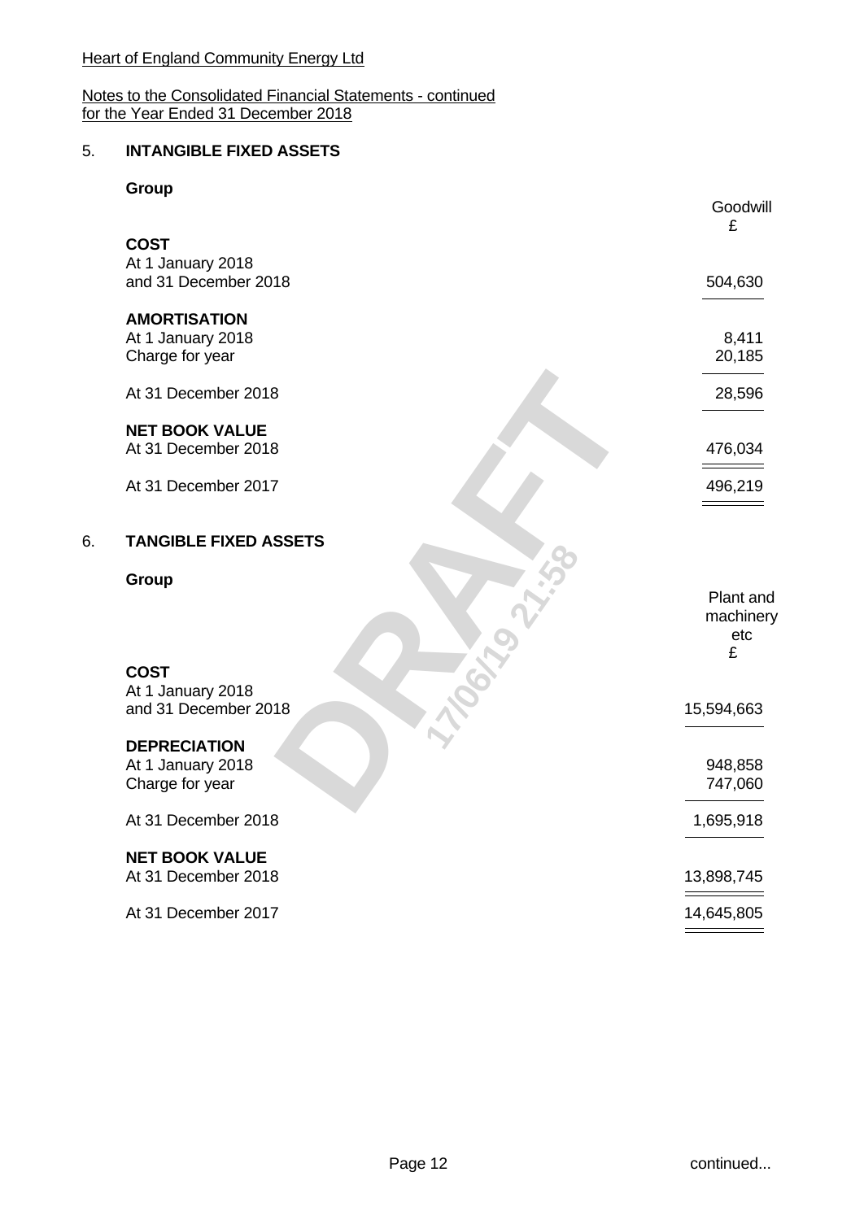Heart of England Community Energy Ltd

Notes to the Consolidated Financial Statements - continued
for the Year Ended 31 December 2018

## 5. INTANGIBLE FIXED ASSETS

**Group**

| | Goodwill £ |
|---|---|
| **COST** | |
| At 1 January 2018 and 31 December 2018 | 504,630 |
| **AMORTISATION** | |
| At 1 January 2018 | 8,411 |
| Charge for year | 20,185 |
| At 31 December 2018 | 28,596 |
| **NET BOOK VALUE** | |
| At 31 December 2018 | 476,034 |
| At 31 December 2017 | 496,219 |

## 6. TANGIBLE FIXED ASSETS

**Group**

| | Plant and machinery etc £ |
|---|---|
| **COST** | |
| At 1 January 2018 and 31 December 2018 | 15,594,663 |
| **DEPRECIATION** | |
| At 1 January 2018 | 948,858 |
| Charge for year | 747,060 |
| At 31 December 2018 | 1,695,918 |
| **NET BOOK VALUE** | |
| At 31 December 2018 | 13,898,745 |
| At 31 December 2017 | 14,645,805 |

continued...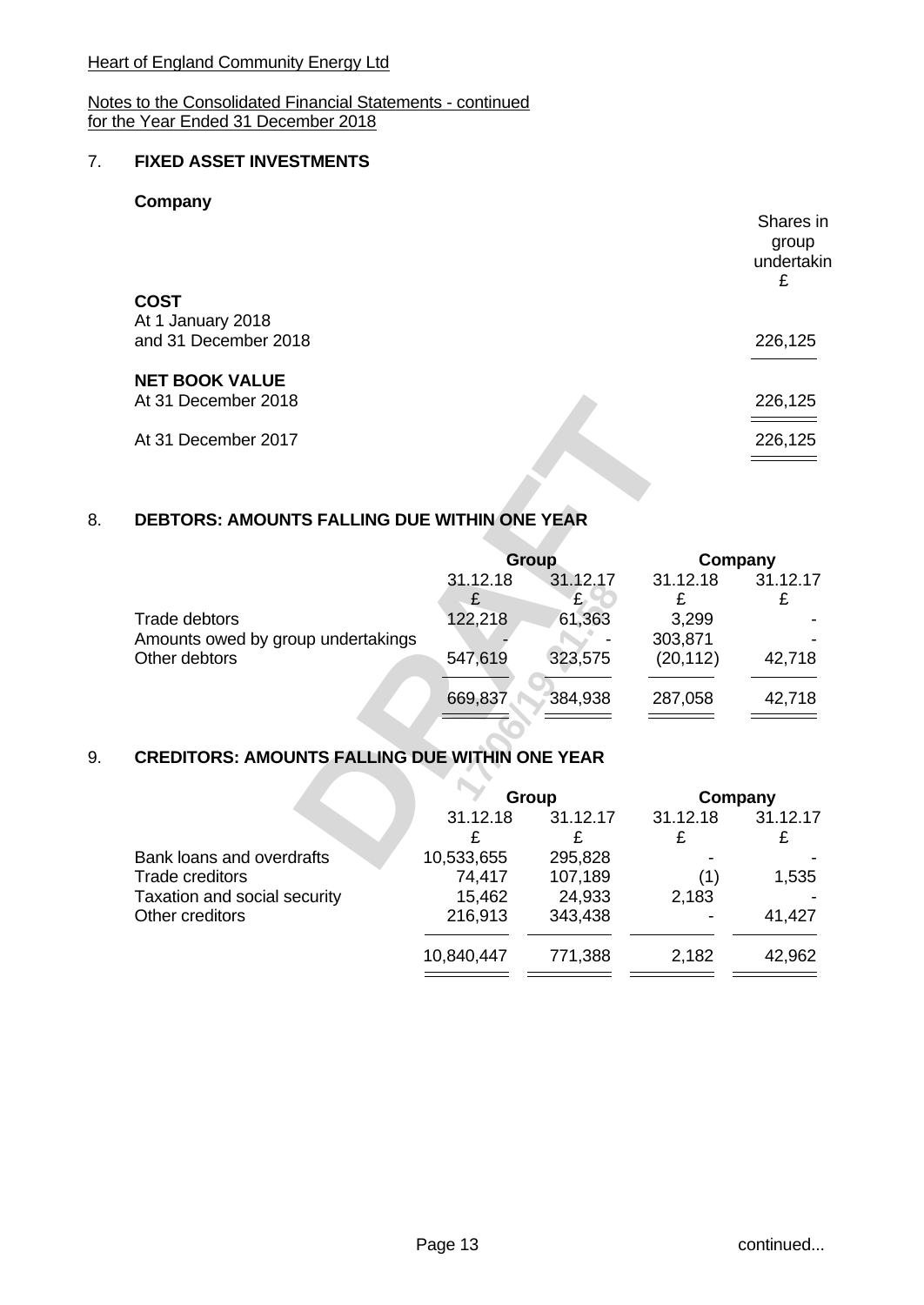Heart of England Community Energy Ltd

Notes to the Consolidated Financial Statements - continued
for the Year Ended 31 December 2018

## 7. FIXED ASSET INVESTMENTS

**Company**

| | Shares in group undertakin £ |
|---|---|
| **COST** | |
| At 1 January 2018 and 31 December 2018 | 226,125 |
| **NET BOOK VALUE** | |
| At 31 December 2018 | 226,125 |
| At 31 December 2017 | 226,125 |

## 8. DEBTORS: AMOUNTS FALLING DUE WITHIN ONE YEAR

| | Group | | Company | |
|---|---|---|---|---|
| | 31.12.18 £ | 31.12.17 £ | 31.12.18 £ | 31.12.17 £ |
| Trade debtors | 122,218 | 61,363 | 3,299 | - |
| Amounts owed by group undertakings | - | - | 303,871 | - |
| Other debtors | 547,619 | 323,575 | (20,112) | 42,718 |
| | 669,837 | 384,938 | 287,058 | 42,718 |

## 9. CREDITORS: AMOUNTS FALLING DUE WITHIN ONE YEAR

| | Group | | Company | |
|---|---|---|---|---|
| | 31.12.18 £ | 31.12.17 £ | 31.12.18 £ | 31.12.17 £ |
| Bank loans and overdrafts | 10,533,655 | 295,828 | - | - |
| Trade creditors | 74,417 | 107,189 | (1) | 1,535 |
| Taxation and social security | 15,462 | 24,933 | 2,183 | - |
| Other creditors | 216,913 | 343,438 | - | 41,427 |
| | 10,840,447 | 771,388 | 2,182 | 42,962 |

continued...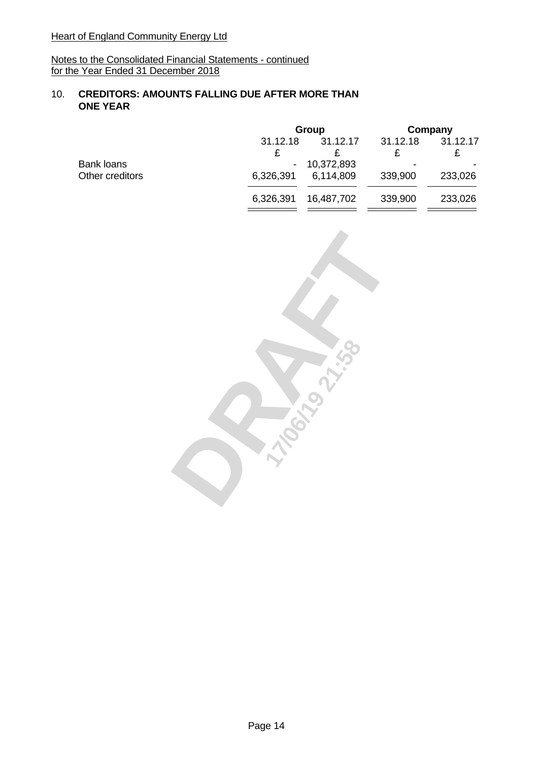Heart of England Community Energy Ltd

Notes to the Consolidated Financial Statements - continued
for the Year Ended 31 December 2018

## 10. CREDITORS: AMOUNTS FALLING DUE AFTER MORE THAN ONE YEAR

| | Group | | Company | |
|---|---|---|---|---|
| | 31.12.18 | 31.12.17 | 31.12.18 | 31.12.17 |
| | £ | £ | £ | £ |
| Bank loans | - | 10,372,893 | - | - |
| Other creditors | 6,326,391 | 6,114,809 | 339,900 | 233,026 |
| | 6,326,391 | 16,487,702 | 339,900 | 233,026 |

DRAFT 17/06/19 21:58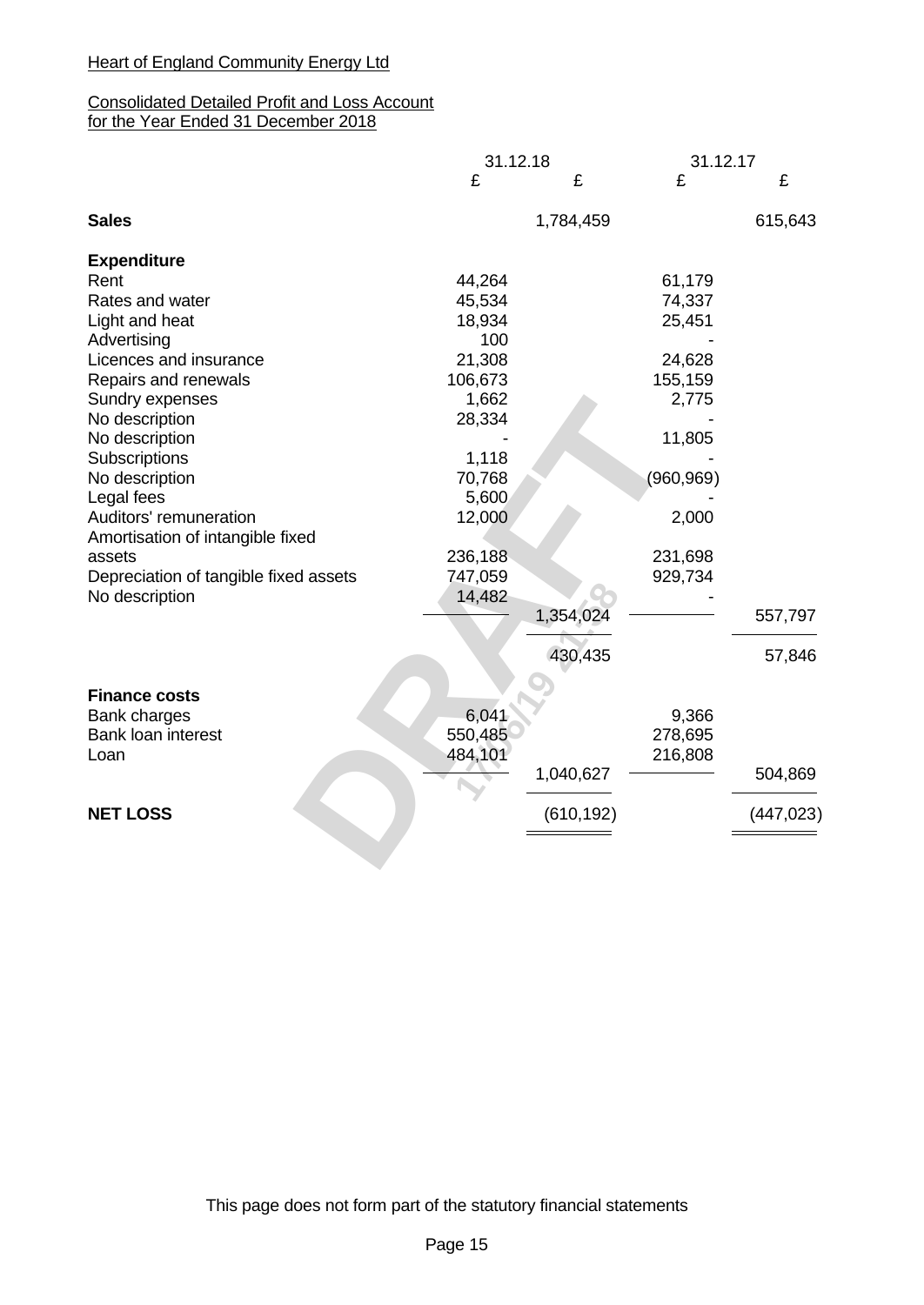Heart of England Community Energy Ltd

Consolidated Detailed Profit and Loss Account
for the Year Ended 31 December 2018

| | 31.12.18 | | 31.12.17 | |
|---|---|---|---|---|
| | £ | £ | £ | £ |
| **Sales** | | 1,784,459 | | 615,643 |
| **Expenditure** | | | | |
| Rent | 44,264 | | 61,179 | |
| Rates and water | 45,534 | | 74,337 | |
| Light and heat | 18,934 | | 25,451 | |
| Advertising | 100 | | - | |
| Licences and insurance | 21,308 | | 24,628 | |
| Repairs and renewals | 106,673 | | 155,159 | |
| Sundry expenses | 1,662 | | 2,775 | |
| No description | 28,334 | | - | |
| No description | - | | 11,805 | |
| Subscriptions | 1,118 | | - | |
| No description | 70,768 | | (960,969) | |
| Legal fees | 5,600 | | - | |
| Auditors' remuneration | 12,000 | | 2,000 | |
| Amortisation of intangible fixed assets | 236,188 | | 231,698 | |
| Depreciation of tangible fixed assets | 747,059 | | 929,734 | |
| No description | 14,482 | | - | |
| | | 1,354,024 | | 557,797 |
| | | 430,435 | | 57,846 |
| **Finance costs** | | | | |
| Bank charges | 6,041 | | 9,366 | |
| Bank loan interest | 550,485 | | 278,695 | |
| Loan | 484,101 | | 216,808 | |
| | | 1,040,627 | | 504,869 |
| **NET LOSS** | | (610,192) | | (447,023) |

This page does not form part of the statutory financial statements